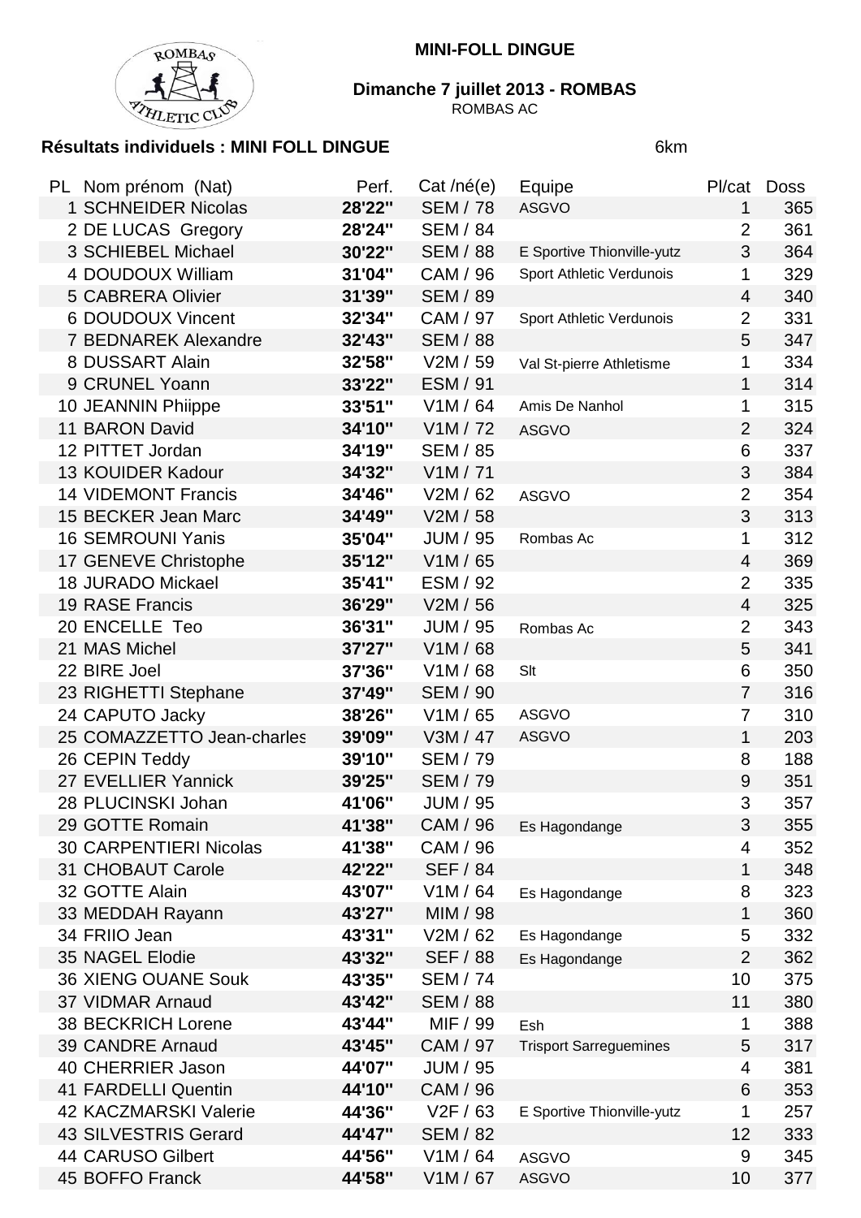**MINI-FOLL DINGUE**

**Dimanche 7 juillet 2013 - ROMBAS**
ROMBAS AC

**Résultats individuels : MINI FOLL DINGUE** 6km

| PL | Nom prénom (Nat) | Perf. | Cat /né(e) | Equipe | Pl/cat | Doss |
|---|---|---|---|---|---|---|
| 1 | SCHNEIDER Nicolas | 28'22'' | SEM / 78 | ASGVO | 1 | 365 |
| 2 | DE LUCAS Gregory | 28'24'' | SEM / 84 | | 2 | 361 |
| 3 | SCHIEBEL Michael | 30'22'' | SEM / 88 | E Sportive Thionville-yutz | 3 | 364 |
| 4 | DOUDOUX William | 31'04'' | CAM / 96 | Sport Athletic Verdunois | 1 | 329 |
| 5 | CABRERA Olivier | 31'39'' | SEM / 89 | | 4 | 340 |
| 6 | DOUDOUX Vincent | 32'34'' | CAM / 97 | Sport Athletic Verdunois | 2 | 331 |
| 7 | BEDNAREK Alexandre | 32'43'' | SEM / 88 | | 5 | 347 |
| 8 | DUSSART Alain | 32'58'' | V2M / 59 | Val St-pierre Athletisme | 1 | 334 |
| 9 | CRUNEL Yoann | 33'22'' | ESM / 91 | | 1 | 314 |
| 10 | JEANNIN Phiippe | 33'51'' | V1M / 64 | Amis De Nanhol | 1 | 315 |
| 11 | BARON David | 34'10'' | V1M / 72 | ASGVO | 2 | 324 |
| 12 | PITTET Jordan | 34'19'' | SEM / 85 | | 6 | 337 |
| 13 | KOUIDER Kadour | 34'32'' | V1M / 71 | | 3 | 384 |
| 14 | VIDEMONT Francis | 34'46'' | V2M / 62 | ASGVO | 2 | 354 |
| 15 | BECKER Jean Marc | 34'49'' | V2M / 58 | | 3 | 313 |
| 16 | SEMROUNI Yanis | 35'04'' | JUM / 95 | Rombas Ac | 1 | 312 |
| 17 | GENEVE Christophe | 35'12'' | V1M / 65 | | 4 | 369 |
| 18 | JURADO Mickael | 35'41'' | ESM / 92 | | 2 | 335 |
| 19 | RASE Francis | 36'29'' | V2M / 56 | | 4 | 325 |
| 20 | ENCELLE Teo | 36'31'' | JUM / 95 | Rombas Ac | 2 | 343 |
| 21 | MAS Michel | 37'27'' | V1M / 68 | | 5 | 341 |
| 22 | BIRE Joel | 37'36'' | V1M / 68 | Slt | 6 | 350 |
| 23 | RIGHETTI Stephane | 37'49'' | SEM / 90 | | 7 | 316 |
| 24 | CAPUTO Jacky | 38'26'' | V1M / 65 | ASGVO | 7 | 310 |
| 25 | COMAZZETTO Jean-charles | 39'09'' | V3M / 47 | ASGVO | 1 | 203 |
| 26 | CEPIN Teddy | 39'10'' | SEM / 79 | | 8 | 188 |
| 27 | EVELLIER Yannick | 39'25'' | SEM / 79 | | 9 | 351 |
| 28 | PLUCINSKI Johan | 41'06'' | JUM / 95 | | 3 | 357 |
| 29 | GOTTE Romain | 41'38'' | CAM / 96 | Es Hagondange | 3 | 355 |
| 30 | CARPENTIERI Nicolas | 41'38'' | CAM / 96 | | 4 | 352 |
| 31 | CHOBAUT Carole | 42'22'' | SEF / 84 | | 1 | 348 |
| 32 | GOTTE Alain | 43'07'' | V1M / 64 | Es Hagondange | 8 | 323 |
| 33 | MEDDAH Rayann | 43'27'' | MIM / 98 | | 1 | 360 |
| 34 | FRIIO Jean | 43'31'' | V2M / 62 | Es Hagondange | 5 | 332 |
| 35 | NAGEL Elodie | 43'32'' | SEF / 88 | Es Hagondange | 2 | 362 |
| 36 | XIENG OUANE Souk | 43'35'' | SEM / 74 | | 10 | 375 |
| 37 | VIDMAR Arnaud | 43'42'' | SEM / 88 | | 11 | 380 |
| 38 | BECKRICH Lorene | 43'44'' | MIF / 99 | Esh | 1 | 388 |
| 39 | CANDRE Arnaud | 43'45'' | CAM / 97 | Trisport Sarreguemines | 5 | 317 |
| 40 | CHERRIER Jason | 44'07'' | JUM / 95 | | 4 | 381 |
| 41 | FARDELLI Quentin | 44'10'' | CAM / 96 | | 6 | 353 |
| 42 | KACZMARSKI Valerie | 44'36'' | V2F / 63 | E Sportive Thionville-yutz | 1 | 257 |
| 43 | SILVESTRIS Gerard | 44'47'' | SEM / 82 | | 12 | 333 |
| 44 | CARUSO Gilbert | 44'56'' | V1M / 64 | ASGVO | 9 | 345 |
| 45 | BOFFO Franck | 44'58'' | V1M / 67 | ASGVO | 10 | 377 |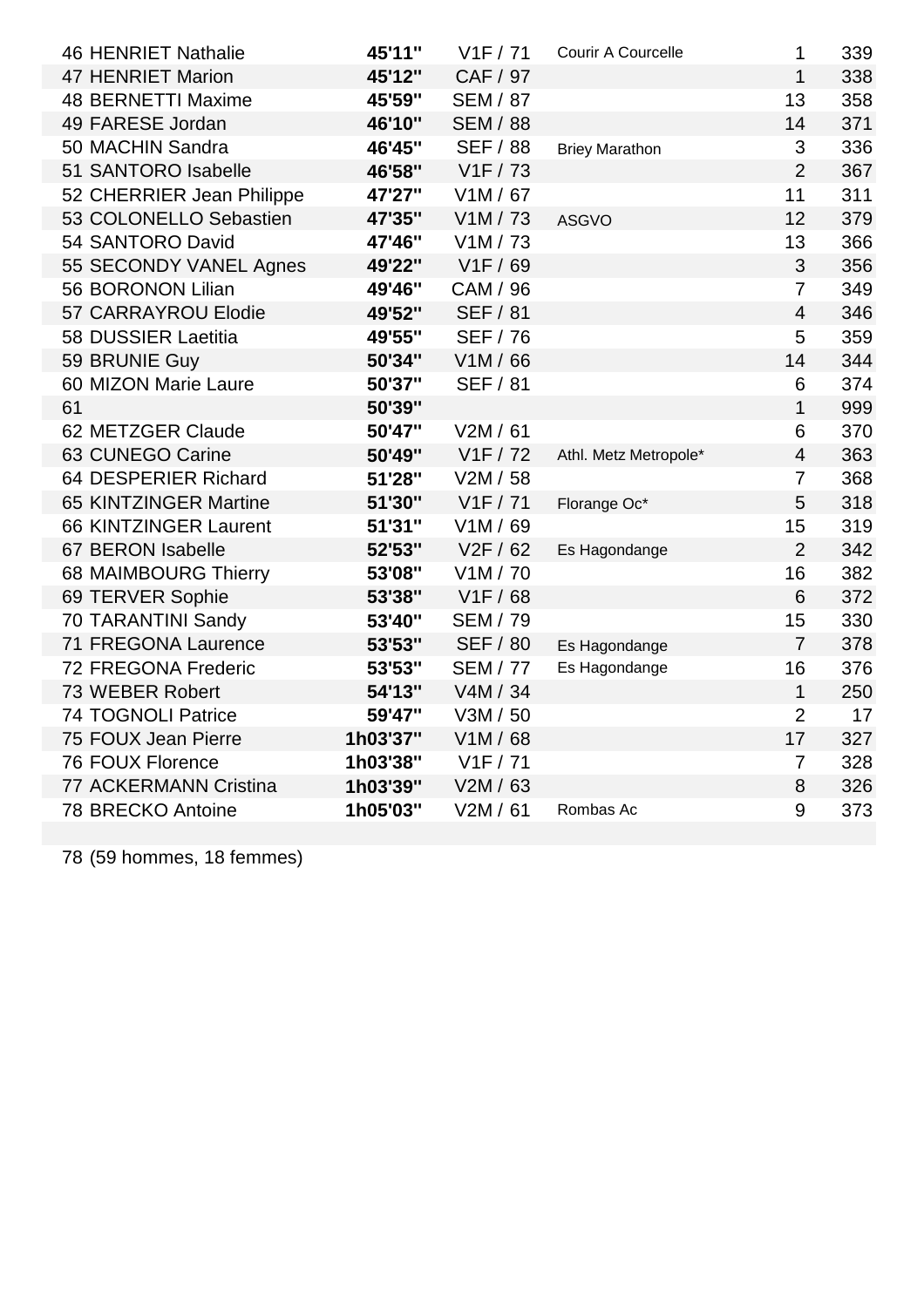| | | | | | |
|---|---|---|---|---|---|
| 46 HENRIET Nathalie | **45'11"** | V1F / 71 | Courir A Courcelle | 1 | 339 |
| 47 HENRIET Marion | **45'12"** | CAF / 97 | | 1 | 338 |
| 48 BERNETTI Maxime | **45'59"** | SEM / 87 | | 13 | 358 |
| 49 FARESE Jordan | **46'10"** | SEM / 88 | | 14 | 371 |
| 50 MACHIN Sandra | **46'45"** | SEF / 88 | Briey Marathon | 3 | 336 |
| 51 SANTORO Isabelle | **46'58"** | V1F / 73 | | 2 | 367 |
| 52 CHERRIER Jean Philippe | **47'27"** | V1M / 67 | | 11 | 311 |
| 53 COLONELLO Sebastien | **47'35"** | V1M / 73 | ASGVO | 12 | 379 |
| 54 SANTORO David | **47'46"** | V1M / 73 | | 13 | 366 |
| 55 SECONDY VANEL Agnes | **49'22"** | V1F / 69 | | 3 | 356 |
| 56 BORONON Lilian | **49'46"** | CAM / 96 | | 7 | 349 |
| 57 CARRAYROU Elodie | **49'52"** | SEF / 81 | | 4 | 346 |
| 58 DUSSIER Laetitia | **49'55"** | SEF / 76 | | 5 | 359 |
| 59 BRUNIE Guy | **50'34"** | V1M / 66 | | 14 | 344 |
| 60 MIZON Marie Laure | **50'37"** | SEF / 81 | | 6 | 374 |
| 61 | **50'39"** | | | 1 | 999 |
| 62 METZGER Claude | **50'47"** | V2M / 61 | | 6 | 370 |
| 63 CUNEGO Carine | **50'49"** | V1F / 72 | Athl. Metz Metropole* | 4 | 363 |
| 64 DESPERIER Richard | **51'28"** | V2M / 58 | | 7 | 368 |
| 65 KINTZINGER Martine | **51'30"** | V1F / 71 | Florange Oc* | 5 | 318 |
| 66 KINTZINGER Laurent | **51'31"** | V1M / 69 | | 15 | 319 |
| 67 BERON Isabelle | **52'53"** | V2F / 62 | Es Hagondange | 2 | 342 |
| 68 MAIMBOURG Thierry | **53'08"** | V1M / 70 | | 16 | 382 |
| 69 TERVER Sophie | **53'38"** | V1F / 68 | | 6 | 372 |
| 70 TARANTINI Sandy | **53'40"** | SEM / 79 | | 15 | 330 |
| 71 FREGONA Laurence | **53'53"** | SEF / 80 | Es Hagondange | 7 | 378 |
| 72 FREGONA Frederic | **53'53"** | SEM / 77 | Es Hagondange | 16 | 376 |
| 73 WEBER Robert | **54'13"** | V4M / 34 | | 1 | 250 |
| 74 TOGNOLI Patrice | **59'47"** | V3M / 50 | | 2 | 17 |
| 75 FOUX Jean Pierre | **1h03'37"** | V1M / 68 | | 17 | 327 |
| 76 FOUX Florence | **1h03'38"** | V1F / 71 | | 7 | 328 |
| 77 ACKERMANN Cristina | **1h03'39"** | V2M / 63 | | 8 | 326 |
| 78 BRECKO Antoine | **1h05'03"** | V2M / 61 | Rombas Ac | 9 | 373 |

78 (59 hommes, 18 femmes)